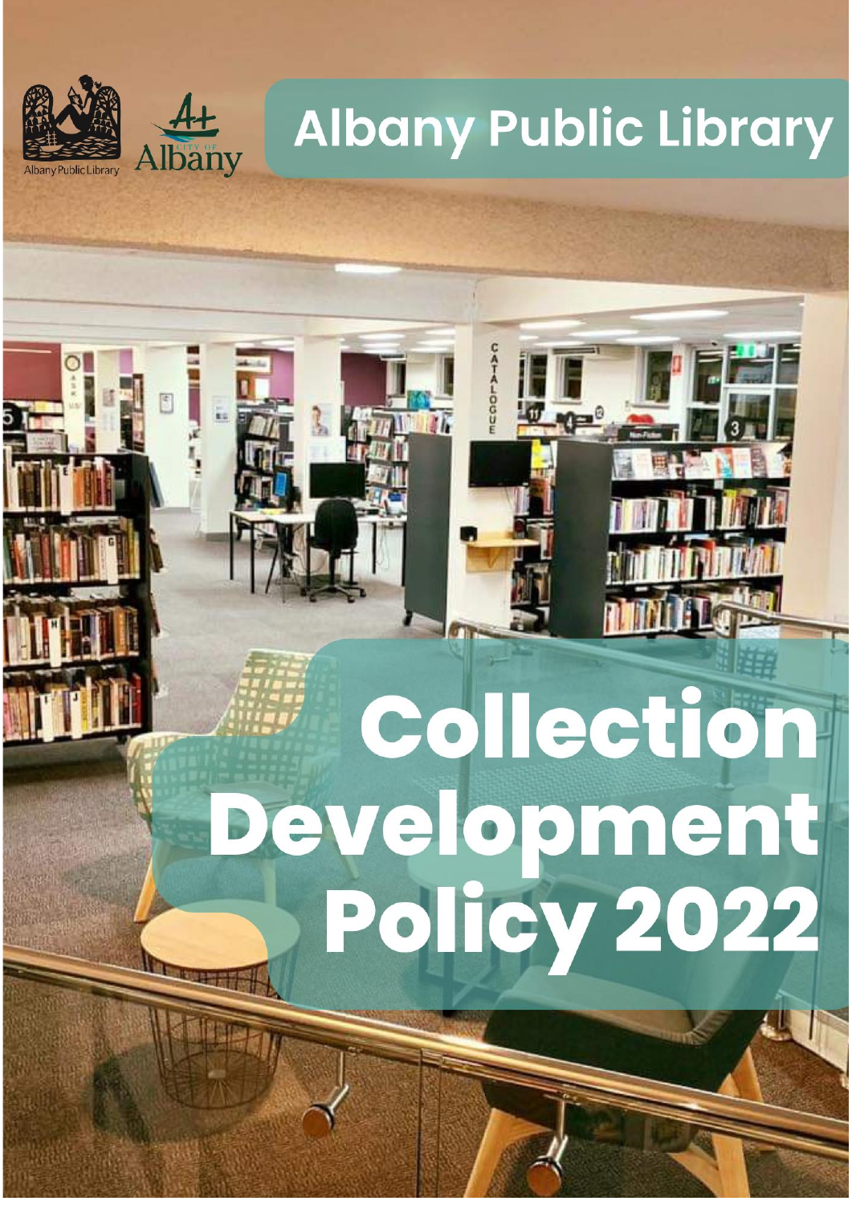Albany Public Library

# Albany Public Library

# Collection Development Policy 2022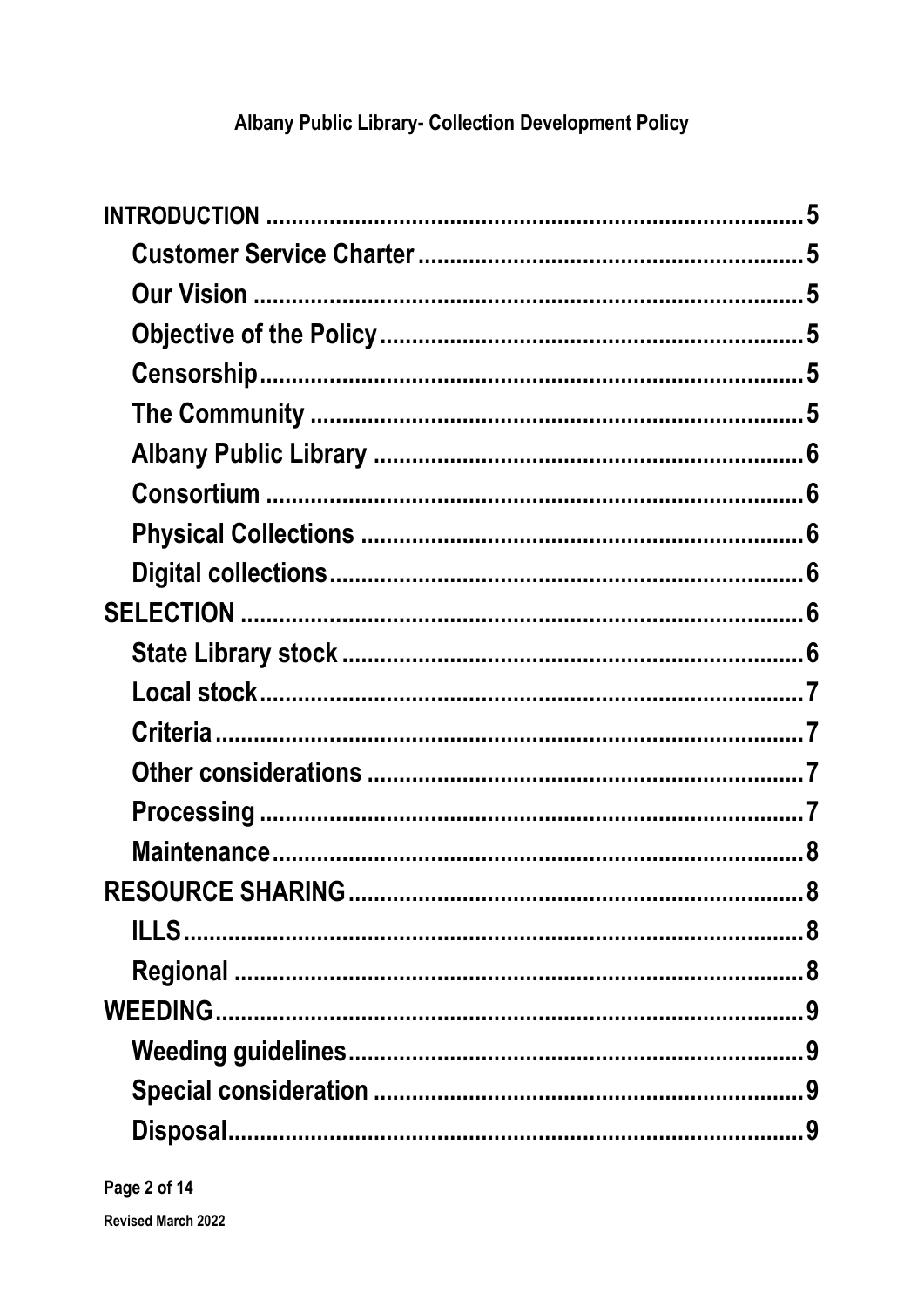**Albany Public Library- Collection Development Policy**

- **INTRODUCTION** ........ 5
  - **Customer Service Charter** ........ 5
  - **Our Vision** ........ 5
  - **Objective of the Policy** ........ 5
  - **Censorship** ........ 5
  - **The Community** ........ 5
  - **Albany Public Library** ........ 6
  - **Consortium** ........ 6
  - **Physical Collections** ........ 6
  - **Digital collections** ........ 6
- **SELECTION** ........ 6
  - **State Library stock** ........ 6
  - **Local stock** ........ 7
  - **Criteria** ........ 7
  - **Other considerations** ........ 7
  - **Processing** ........ 7
  - **Maintenance** ........ 8
- **RESOURCE SHARING** ........ 8
  - **ILLS** ........ 8
  - **Regional** ........ 8
- **WEEDING** ........ 9
  - **Weeding guidelines** ........ 9
  - **Special consideration** ........ 9
  - **Disposal** ........ 9

**Revised March 2022**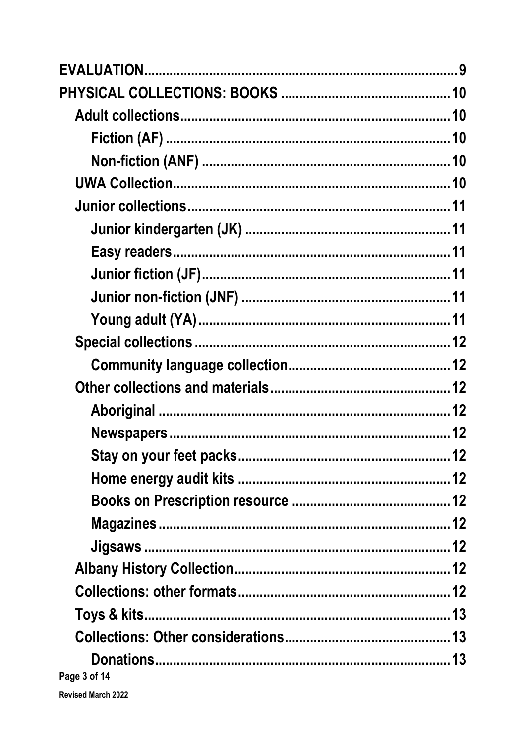EVALUATION ..... 9

PHYSICAL COLLECTIONS: BOOKS ..... 10

- Adult collections ..... 10
  - Fiction (AF) ..... 10
  - Non-fiction (ANF) ..... 10
- UWA Collection ..... 10
- Junior collections ..... 11
  - Junior kindergarten (JK) ..... 11
  - Easy readers ..... 11
  - Junior fiction (JF) ..... 11
  - Junior non-fiction (JNF) ..... 11
  - Young adult (YA) ..... 11
- Special collections ..... 12
  - Community language collection ..... 12
- Other collections and materials ..... 12
  - Aboriginal ..... 12
  - Newspapers ..... 12
  - Stay on your feet packs ..... 12
  - Home energy audit kits ..... 12
  - Books on Prescription resource ..... 12
  - Magazines ..... 12
  - Jigsaws ..... 12
- Albany History Collection ..... 12
- Collections: other formats ..... 12
- Toys & kits ..... 13
- Collections: Other considerations ..... 13
  - Donations ..... 13

Revised March 2022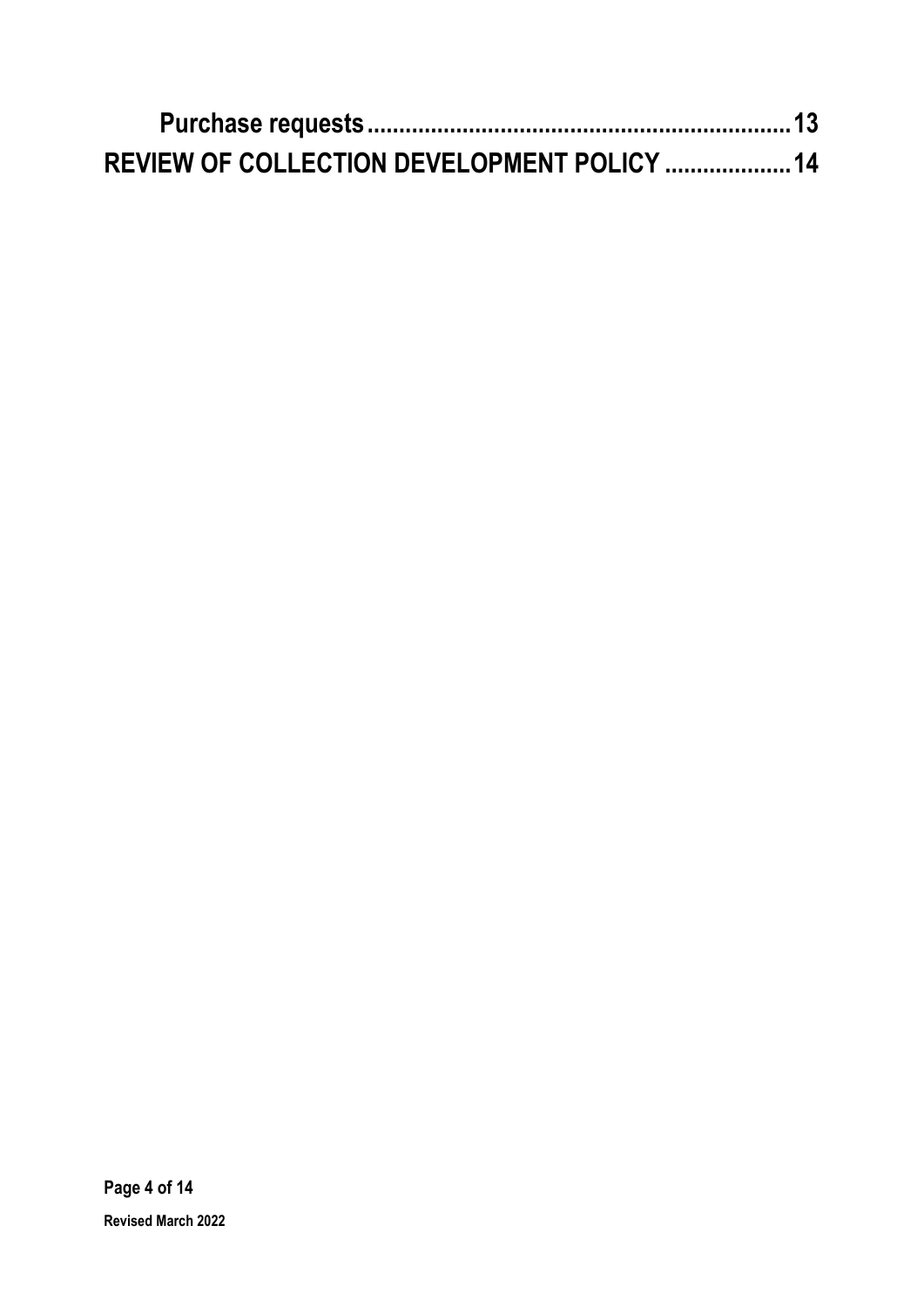Purchase requests........................................................................13

REVIEW OF COLLECTION DEVELOPMENT POLICY ....................14

Revised March 2022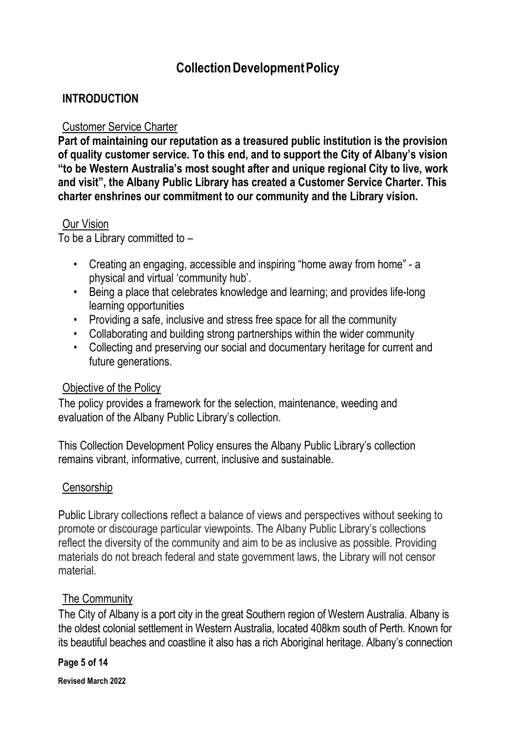# Collection Development Policy

## INTRODUCTION

### Customer Service Charter

**Part of maintaining our reputation as a treasured public institution is the provision of quality customer service. To this end, and to support the City of Albany's vision "to be Western Australia's most sought after and unique regional City to live, work and visit", the Albany Public Library has created a Customer Service Charter. This charter enshrines our commitment to our community and the Library vision.**

### Our Vision

To be a Library committed to –

- Creating an engaging, accessible and inspiring "home away from home" - a physical and virtual 'community hub'.
- Being a place that celebrates knowledge and learning; and provides life-long learning opportunities
- Providing a safe, inclusive and stress free space for all the community
- Collaborating and building strong partnerships within the wider community
- Collecting and preserving our social and documentary heritage for current and future generations.

### Objective of the Policy

The policy provides a framework for the selection, maintenance, weeding and evaluation of the Albany Public Library's collection.

This Collection Development Policy ensures the Albany Public Library's collection remains vibrant, informative, current, inclusive and sustainable.

### Censorship

Public Library collections reflect a balance of views and perspectives without seeking to promote or discourage particular viewpoints. The Albany Public Library's collections reflect the diversity of the community and aim to be as inclusive as possible. Providing materials do not breach federal and state government laws, the Library will not censor material.

### The Community

The City of Albany is a port city in the great Southern region of Western Australia. Albany is the oldest colonial settlement in Western Australia, located 408km south of Perth. Known for its beautiful beaches and coastline it also has a rich Aboriginal heritage. Albany's connection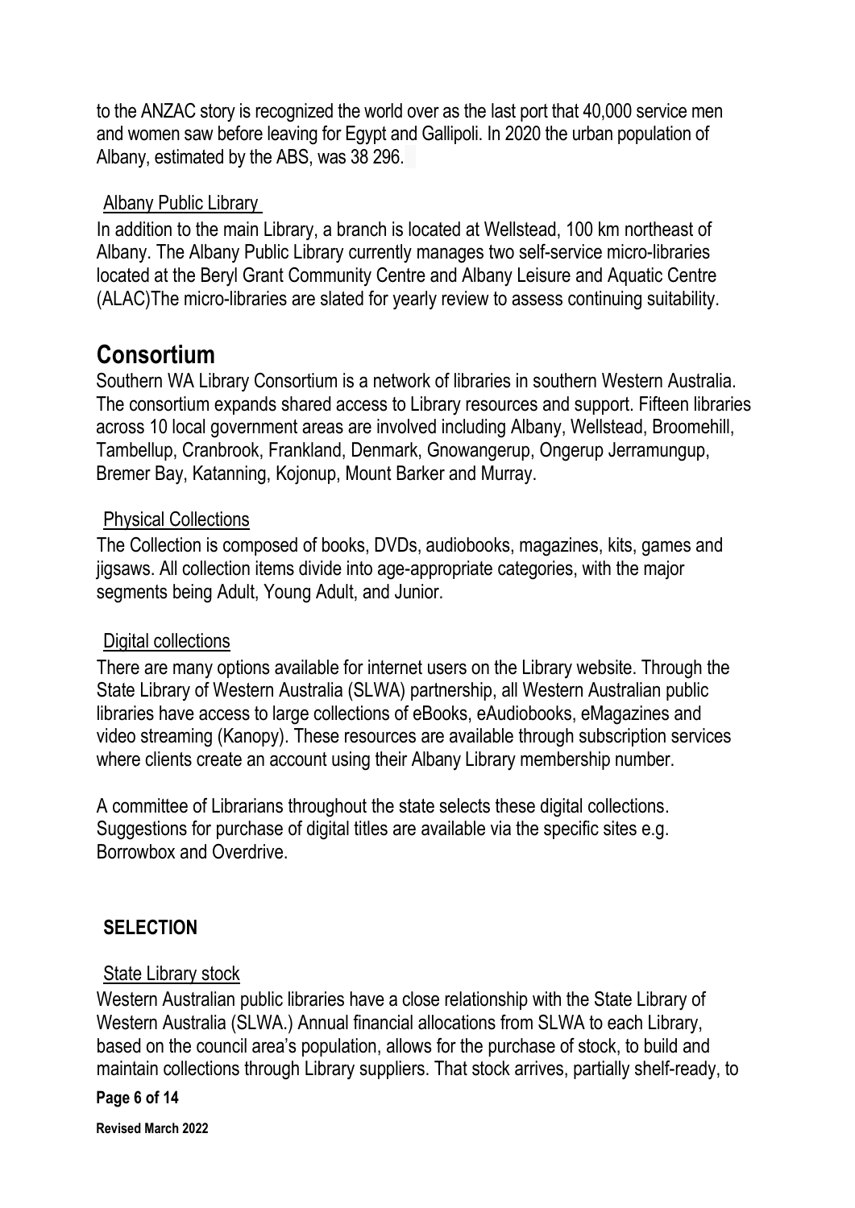to the ANZAC story is recognized the world over as the last port that 40,000 service men and women saw before leaving for Egypt and Gallipoli. In 2020 the urban population of Albany, estimated by the ABS, was 38 296.

### Albany Public Library

In addition to the main Library, a branch is located at Wellstead, 100 km northeast of Albany. The Albany Public Library currently manages two self-service micro-libraries located at the Beryl Grant Community Centre and Albany Leisure and Aquatic Centre (ALAC)The micro-libraries are slated for yearly review to assess continuing suitability.

## Consortium

Southern WA Library Consortium is a network of libraries in southern Western Australia. The consortium expands shared access to Library resources and support. Fifteen libraries across 10 local government areas are involved including Albany, Wellstead, Broomehill, Tambellup, Cranbrook, Frankland, Denmark, Gnowangerup, Ongerup Jerramungup, Bremer Bay, Katanning, Kojonup, Mount Barker and Murray.

### Physical Collections

The Collection is composed of books, DVDs, audiobooks, magazines, kits, games and jigsaws. All collection items divide into age-appropriate categories, with the major segments being Adult, Young Adult, and Junior.

### Digital collections

There are many options available for internet users on the Library website. Through the State Library of Western Australia (SLWA) partnership, all Western Australian public libraries have access to large collections of eBooks, eAudiobooks, eMagazines and video streaming (Kanopy). These resources are available through subscription services where clients create an account using their Albany Library membership number.

A committee of Librarians throughout the state selects these digital collections. Suggestions for purchase of digital titles are available via the specific sites e.g. Borrowbox and Overdrive.

## SELECTION

### State Library stock

Western Australian public libraries have a close relationship with the State Library of Western Australia (SLWA.) Annual financial allocations from SLWA to each Library, based on the council area's population, allows for the purchase of stock, to build and maintain collections through Library suppliers. That stock arrives, partially shelf-ready, to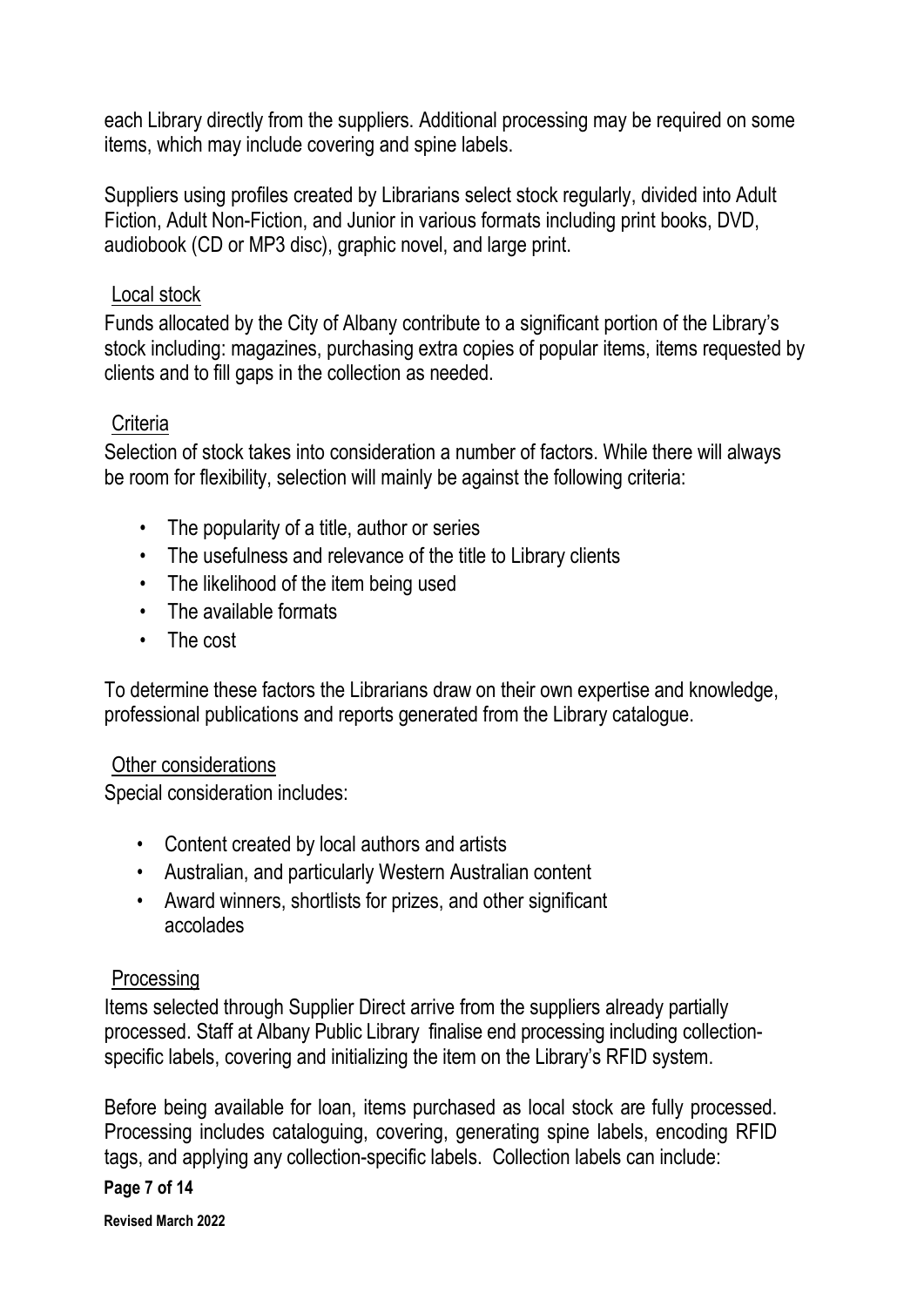each Library directly from the suppliers. Additional processing may be required on some items, which may include covering and spine labels.

Suppliers using profiles created by Librarians select stock regularly, divided into Adult Fiction, Adult Non-Fiction, and Junior in various formats including print books, DVD, audiobook (CD or MP3 disc), graphic novel, and large print.

### Local stock

Funds allocated by the City of Albany contribute to a significant portion of the Library's stock including: magazines, purchasing extra copies of popular items, items requested by clients and to fill gaps in the collection as needed.

### Criteria

Selection of stock takes into consideration a number of factors. While there will always be room for flexibility, selection will mainly be against the following criteria:

- The popularity of a title, author or series
- The usefulness and relevance of the title to Library clients
- The likelihood of the item being used
- The available formats
- The cost

To determine these factors the Librarians draw on their own expertise and knowledge, professional publications and reports generated from the Library catalogue.

### Other considerations

Special consideration includes:

- Content created by local authors and artists
- Australian, and particularly Western Australian content
- Award winners, shortlists for prizes, and other significant accolades

### Processing

Items selected through Supplier Direct arrive from the suppliers already partially processed. Staff at Albany Public Library finalise end processing including collection-specific labels, covering and initializing the item on the Library's RFID system.

Before being available for loan, items purchased as local stock are fully processed. Processing includes cataloguing, covering, generating spine labels, encoding RFID tags, and applying any collection-specific labels. Collection labels can include: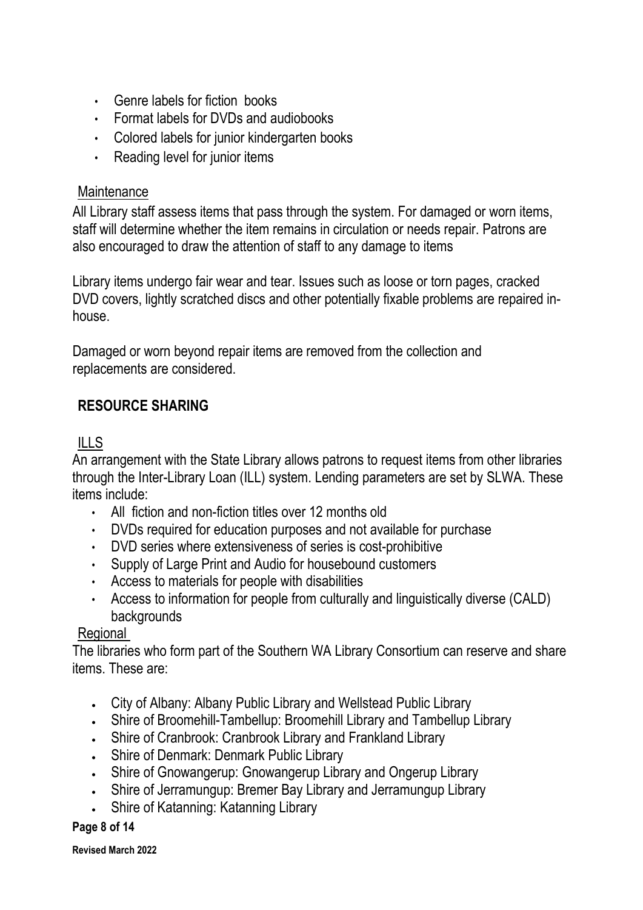- Genre labels for fiction books
- Format labels for DVDs and audiobooks
- Colored labels for junior kindergarten books
- Reading level for junior items

Maintenance

All Library staff assess items that pass through the system. For damaged or worn items, staff will determine whether the item remains in circulation or needs repair. Patrons are also encouraged to draw the attention of staff to any damage to items

Library items undergo fair wear and tear. Issues such as loose or torn pages, cracked DVD covers, lightly scratched discs and other potentially fixable problems are repaired in-house.

Damaged or worn beyond repair items are removed from the collection and replacements are considered.

## RESOURCE SHARING

ILLS

An arrangement with the State Library allows patrons to request items from other libraries through the Inter-Library Loan (ILL) system. Lending parameters are set by SLWA. These items include:

- All fiction and non-fiction titles over 12 months old
- DVDs required for education purposes and not available for purchase
- DVD series where extensiveness of series is cost-prohibitive
- Supply of Large Print and Audio for housebound customers
- Access to materials for people with disabilities
- Access to information for people from culturally and linguistically diverse (CALD) backgrounds

Regional

The libraries who form part of the Southern WA Library Consortium can reserve and share items. These are:

- City of Albany: Albany Public Library and Wellstead Public Library
- Shire of Broomehill-Tambellup: Broomehill Library and Tambellup Library
- Shire of Cranbrook: Cranbrook Library and Frankland Library
- Shire of Denmark: Denmark Public Library
- Shire of Gnowangerup: Gnowangerup Library and Ongerup Library
- Shire of Jerramungup: Bremer Bay Library and Jerramungup Library
- Shire of Katanning: Katanning Library

Revised March 2022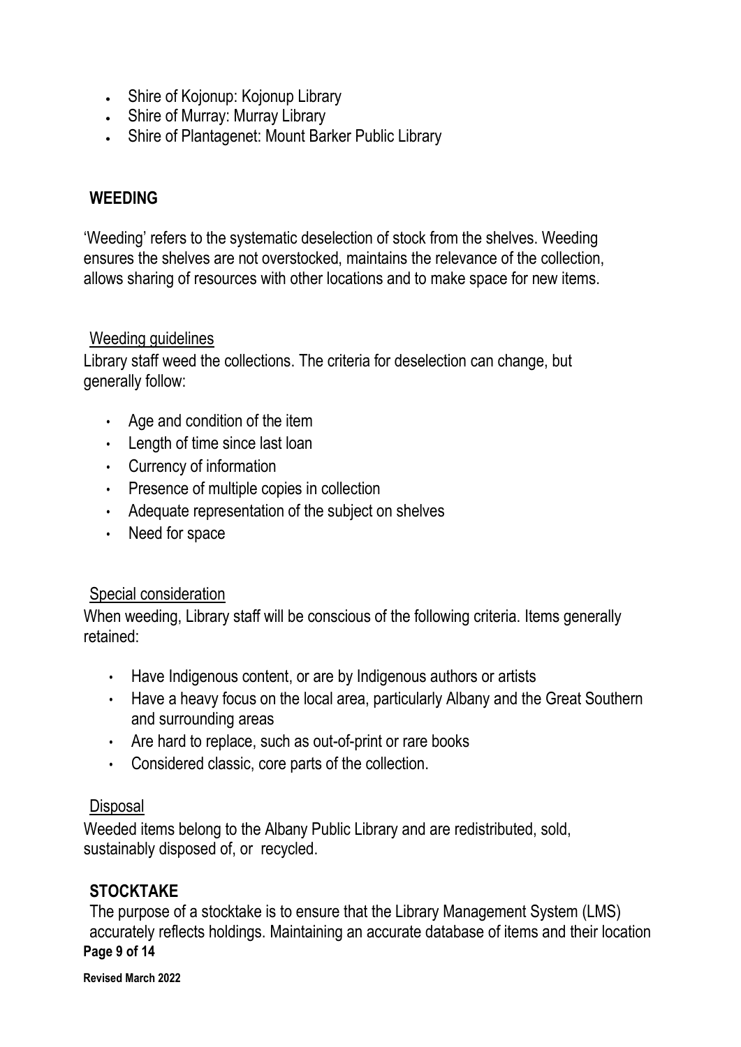- Shire of Kojonup: Kojonup Library
- Shire of Murray: Murray Library
- Shire of Plantagenet: Mount Barker Public Library

## WEEDING

'Weeding' refers to the systematic deselection of stock from the shelves. Weeding ensures the shelves are not overstocked, maintains the relevance of the collection, allows sharing of resources with other locations and to make space for new items.

### Weeding guidelines

Library staff weed the collections. The criteria for deselection can change, but generally follow:

- Age and condition of the item
- Length of time since last loan
- Currency of information
- Presence of multiple copies in collection
- Adequate representation of the subject on shelves
- Need for space

### Special consideration

When weeding, Library staff will be conscious of the following criteria. Items generally retained:

- Have Indigenous content, or are by Indigenous authors or artists
- Have a heavy focus on the local area, particularly Albany and the Great Southern and surrounding areas
- Are hard to replace, such as out-of-print or rare books
- Considered classic, core parts of the collection.

### Disposal

Weeded items belong to the Albany Public Library and are redistributed, sold, sustainably disposed of, or recycled.

## STOCKTAKE

The purpose of a stocktake is to ensure that the Library Management System (LMS) accurately reflects holdings. Maintaining an accurate database of items and their location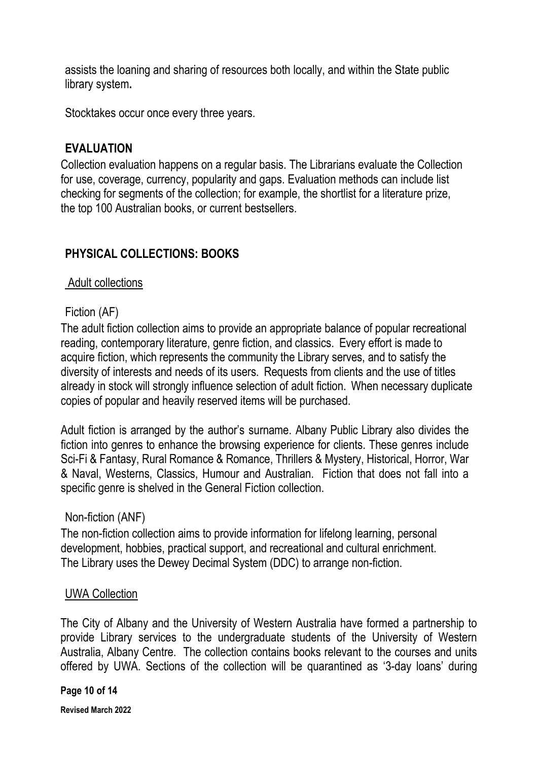assists the loaning and sharing of resources both locally, and within the State public library system**.**

Stocktakes occur once every three years.

## EVALUATION

Collection evaluation happens on a regular basis. The Librarians evaluate the Collection for use, coverage, currency, popularity and gaps. Evaluation methods can include list checking for segments of the collection; for example, the shortlist for a literature prize, the top 100 Australian books, or current bestsellers.

## PHYSICAL COLLECTIONS: BOOKS

### Adult collections

Fiction (AF)

The adult fiction collection aims to provide an appropriate balance of popular recreational reading, contemporary literature, genre fiction, and classics. Every effort is made to acquire fiction, which represents the community the Library serves, and to satisfy the diversity of interests and needs of its users. Requests from clients and the use of titles already in stock will strongly influence selection of adult fiction. When necessary duplicate copies of popular and heavily reserved items will be purchased.

Adult fiction is arranged by the author's surname. Albany Public Library also divides the fiction into genres to enhance the browsing experience for clients. These genres include Sci-Fi & Fantasy, Rural Romance & Romance, Thrillers & Mystery, Historical, Horror, War & Naval, Westerns, Classics, Humour and Australian. Fiction that does not fall into a specific genre is shelved in the General Fiction collection.

Non-fiction (ANF)

The non-fiction collection aims to provide information for lifelong learning, personal development, hobbies, practical support, and recreational and cultural enrichment. The Library uses the Dewey Decimal System (DDC) to arrange non-fiction.

### UWA Collection

The City of Albany and the University of Western Australia have formed a partnership to provide Library services to the undergraduate students of the University of Western Australia, Albany Centre. The collection contains books relevant to the courses and units offered by UWA. Sections of the collection will be quarantined as '3-day loans' during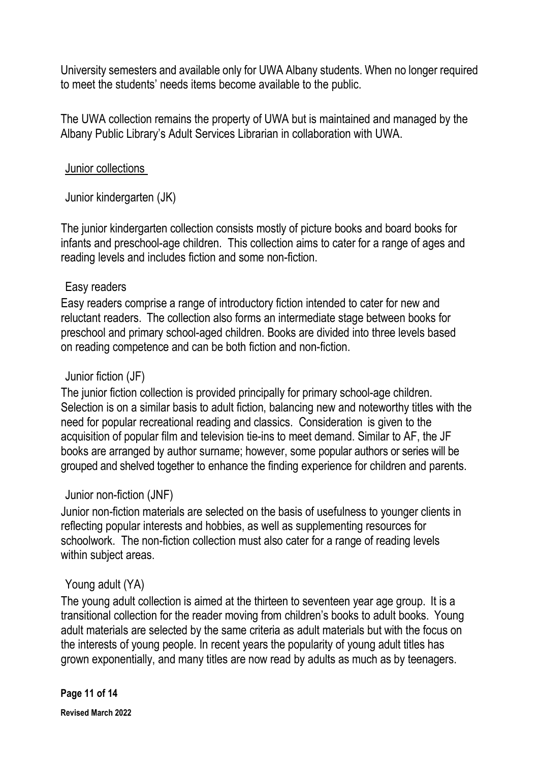University semesters and available only for UWA Albany students. When no longer required to meet the students' needs items become available to the public.

The UWA collection remains the property of UWA but is maintained and managed by the Albany Public Library's Adult Services Librarian in collaboration with UWA.

## Junior collections

### Junior kindergarten (JK)

The junior kindergarten collection consists mostly of picture books and board books for infants and preschool-age children. This collection aims to cater for a range of ages and reading levels and includes fiction and some non-fiction.

### Easy readers

Easy readers comprise a range of introductory fiction intended to cater for new and reluctant readers. The collection also forms an intermediate stage between books for preschool and primary school-aged children. Books are divided into three levels based on reading competence and can be both fiction and non-fiction.

### Junior fiction (JF)

The junior fiction collection is provided principally for primary school-age children. Selection is on a similar basis to adult fiction, balancing new and noteworthy titles with the need for popular recreational reading and classics. Consideration is given to the acquisition of popular film and television tie-ins to meet demand. Similar to AF, the JF books are arranged by author surname; however, some popular authors or series will be grouped and shelved together to enhance the finding experience for children and parents.

### Junior non-fiction (JNF)

Junior non-fiction materials are selected on the basis of usefulness to younger clients in reflecting popular interests and hobbies, as well as supplementing resources for schoolwork. The non-fiction collection must also cater for a range of reading levels within subject areas.

### Young adult (YA)

The young adult collection is aimed at the thirteen to seventeen year age group. It is a transitional collection for the reader moving from children's books to adult books. Young adult materials are selected by the same criteria as adult materials but with the focus on the interests of young people. In recent years the popularity of young adult titles has grown exponentially, and many titles are now read by adults as much as by teenagers.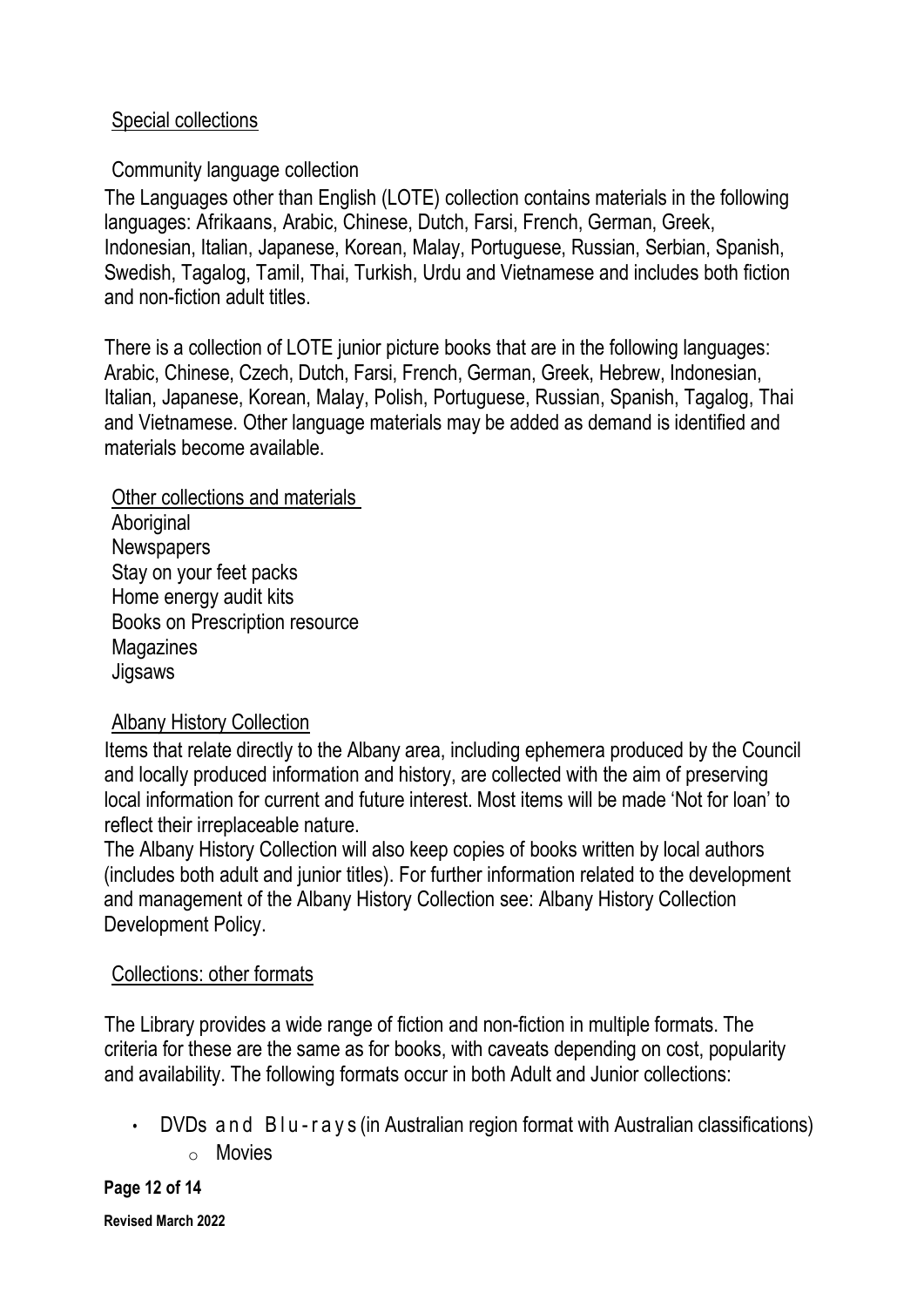## Special collections

### Community language collection

The Languages other than English (LOTE) collection contains materials in the following languages: Afrikaans, Arabic, Chinese, Dutch, Farsi, French, German, Greek, Indonesian, Italian, Japanese, Korean, Malay, Portuguese, Russian, Serbian, Spanish, Swedish, Tagalog, Tamil, Thai, Turkish, Urdu and Vietnamese and includes both fiction and non-fiction adult titles.

There is a collection of LOTE junior picture books that are in the following languages: Arabic, Chinese, Czech, Dutch, Farsi, French, German, Greek, Hebrew, Indonesian, Italian, Japanese, Korean, Malay, Polish, Portuguese, Russian, Spanish, Tagalog, Thai and Vietnamese. Other language materials may be added as demand is identified and materials become available.

### Other collections and materials

Aboriginal
Newspapers
Stay on your feet packs
Home energy audit kits
Books on Prescription resource
Magazines
Jigsaws

### Albany History Collection

Items that relate directly to the Albany area, including ephemera produced by the Council and locally produced information and history, are collected with the aim of preserving local information for current and future interest. Most items will be made 'Not for loan' to reflect their irreplaceable nature.

The Albany History Collection will also keep copies of books written by local authors (includes both adult and junior titles). For further information related to the development and management of the Albany History Collection see: Albany History Collection Development Policy.

## Collections: other formats

The Library provides a wide range of fiction and non-fiction in multiple formats. The criteria for these are the same as for books, with caveats depending on cost, popularity and availability. The following formats occur in both Adult and Junior collections:

- DVDs and Blu-rays (in Australian region format with Australian classifications)
  - Movies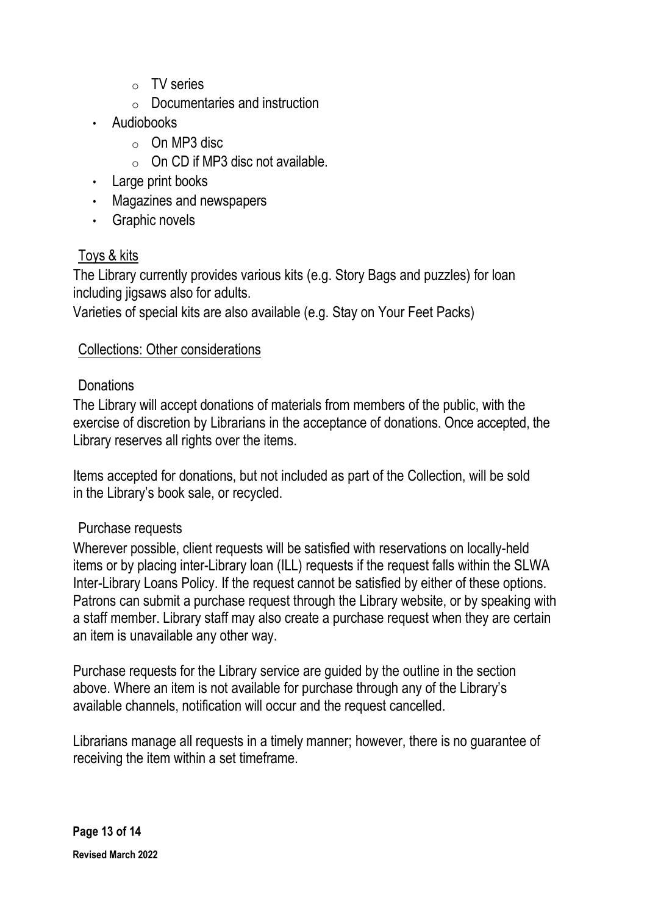- TV series
    - Documentaries and instruction
- Audiobooks
    - On MP3 disc
    - On CD if MP3 disc not available.
- Large print books
- Magazines and newspapers
- Graphic novels

## Toys & kits

The Library currently provides various kits (e.g. Story Bags and puzzles) for loan including jigsaws also for adults.

Varieties of special kits are also available (e.g. Stay on Your Feet Packs)

## Collections: Other considerations

### Donations

The Library will accept donations of materials from members of the public, with the exercise of discretion by Librarians in the acceptance of donations. Once accepted, the Library reserves all rights over the items.

Items accepted for donations, but not included as part of the Collection, will be sold in the Library's book sale, or recycled.

### Purchase requests

Wherever possible, client requests will be satisfied with reservations on locally-held items or by placing inter-Library loan (ILL) requests if the request falls within the SLWA Inter-Library Loans Policy. If the request cannot be satisfied by either of these options. Patrons can submit a purchase request through the Library website, or by speaking with a staff member. Library staff may also create a purchase request when they are certain an item is unavailable any other way.

Purchase requests for the Library service are guided by the outline in the section above. Where an item is not available for purchase through any of the Library's available channels, notification will occur and the request cancelled.

Librarians manage all requests in a timely manner; however, there is no guarantee of receiving the item within a set timeframe.

**Revised March 2022**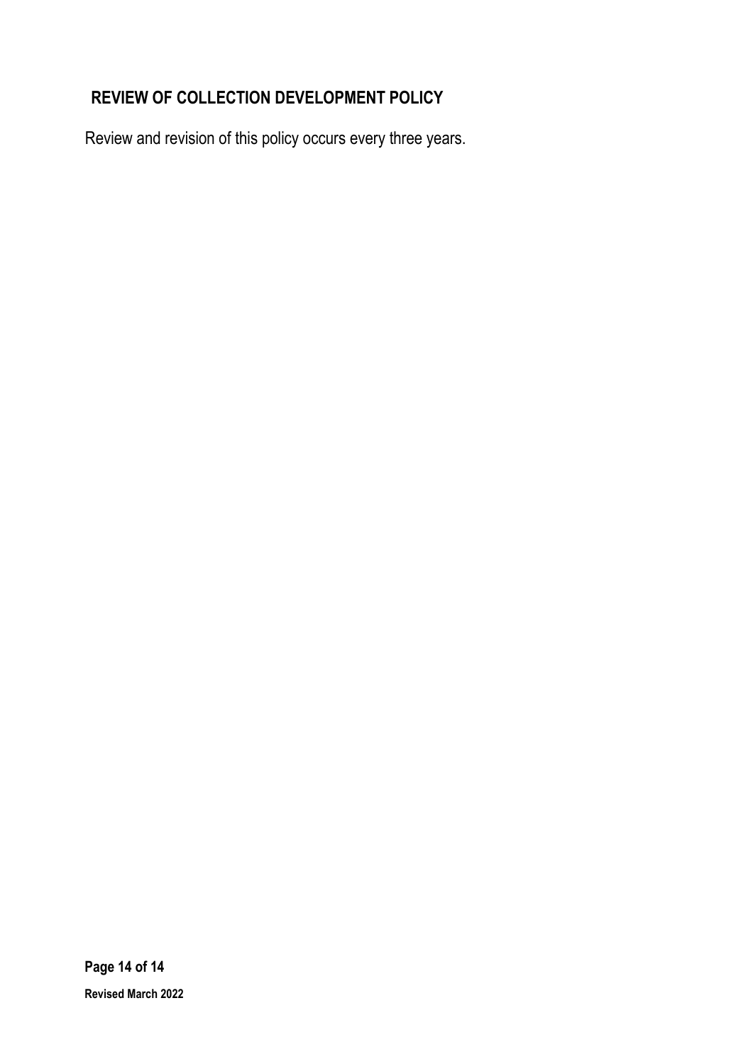## REVIEW OF COLLECTION DEVELOPMENT POLICY

Review and revision of this policy occurs every three years.